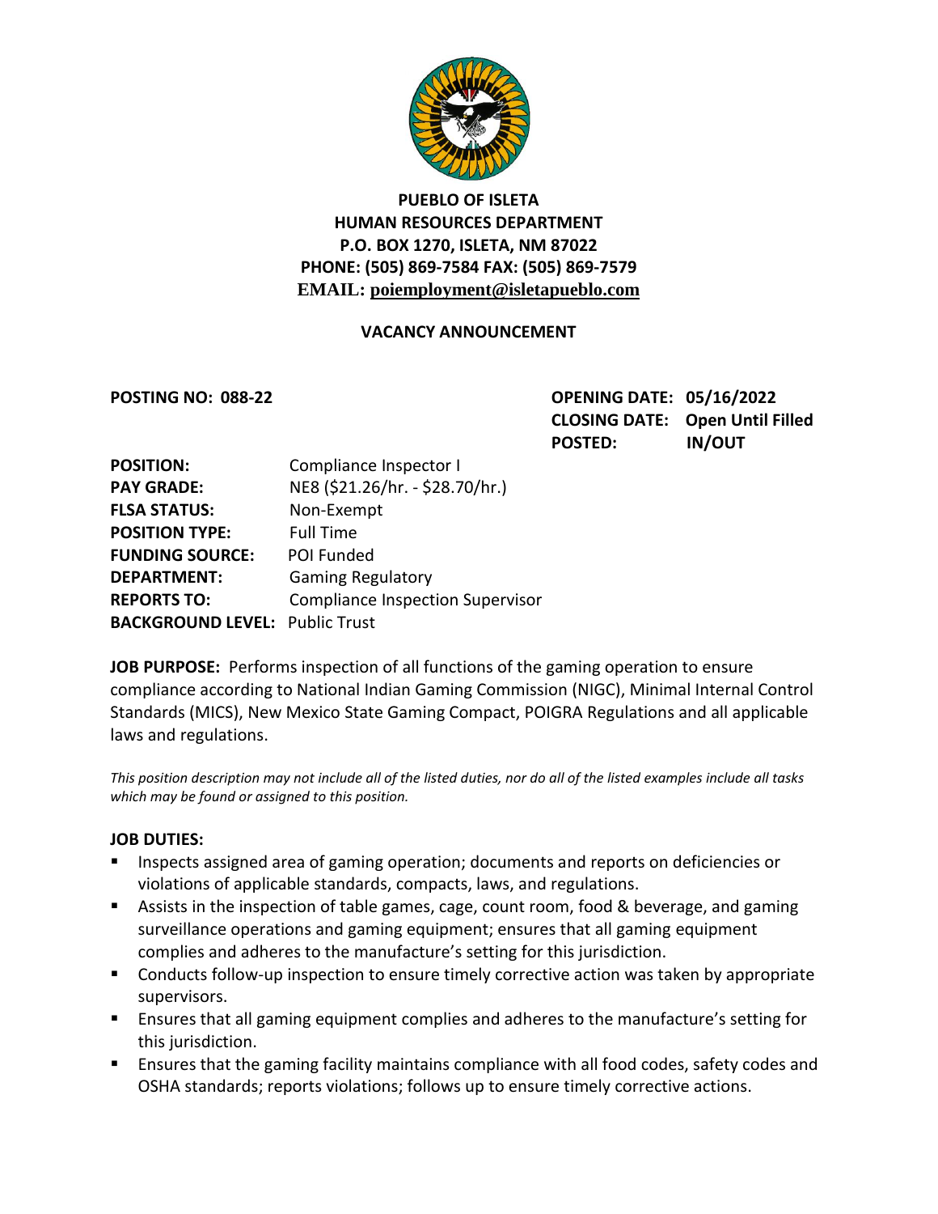**PUEBLO OF ISLETA**
**HUMAN RESOURCES DEPARTMENT**
**P.O. BOX 1270, ISLETA, NM 87022**
**PHONE: (505) 869-7584 FAX: (505) 869-7579**
**EMAIL: poiemployment@isletapueblo.com**

## VACANCY ANNOUNCEMENT

**POSTING NO: 088-22**

**OPENING DATE:** 05/16/2022
**CLOSING DATE:** Open Until Filled
**POSTED:** IN/OUT

**POSITION:** Compliance Inspector I
**PAY GRADE:** NE8 ($21.26/hr. - $28.70/hr.)
**FLSA STATUS:** Non-Exempt
**POSITION TYPE:** Full Time
**FUNDING SOURCE:** POI Funded
**DEPARTMENT:** Gaming Regulatory
**REPORTS TO:** Compliance Inspection Supervisor
**BACKGROUND LEVEL:** Public Trust

**JOB PURPOSE:** Performs inspection of all functions of the gaming operation to ensure compliance according to National Indian Gaming Commission (NIGC), Minimal Internal Control Standards (MICS), New Mexico State Gaming Compact, POIGRA Regulations and all applicable laws and regulations.

*This position description may not include all of the listed duties, nor do all of the listed examples include all tasks which may be found or assigned to this position.*

**JOB DUTIES:**

- Inspects assigned area of gaming operation; documents and reports on deficiencies or violations of applicable standards, compacts, laws, and regulations.
- Assists in the inspection of table games, cage, count room, food & beverage, and gaming surveillance operations and gaming equipment; ensures that all gaming equipment complies and adheres to the manufacture's setting for this jurisdiction.
- Conducts follow-up inspection to ensure timely corrective action was taken by appropriate supervisors.
- Ensures that all gaming equipment complies and adheres to the manufacture's setting for this jurisdiction.
- Ensures that the gaming facility maintains compliance with all food codes, safety codes and OSHA standards; reports violations; follows up to ensure timely corrective actions.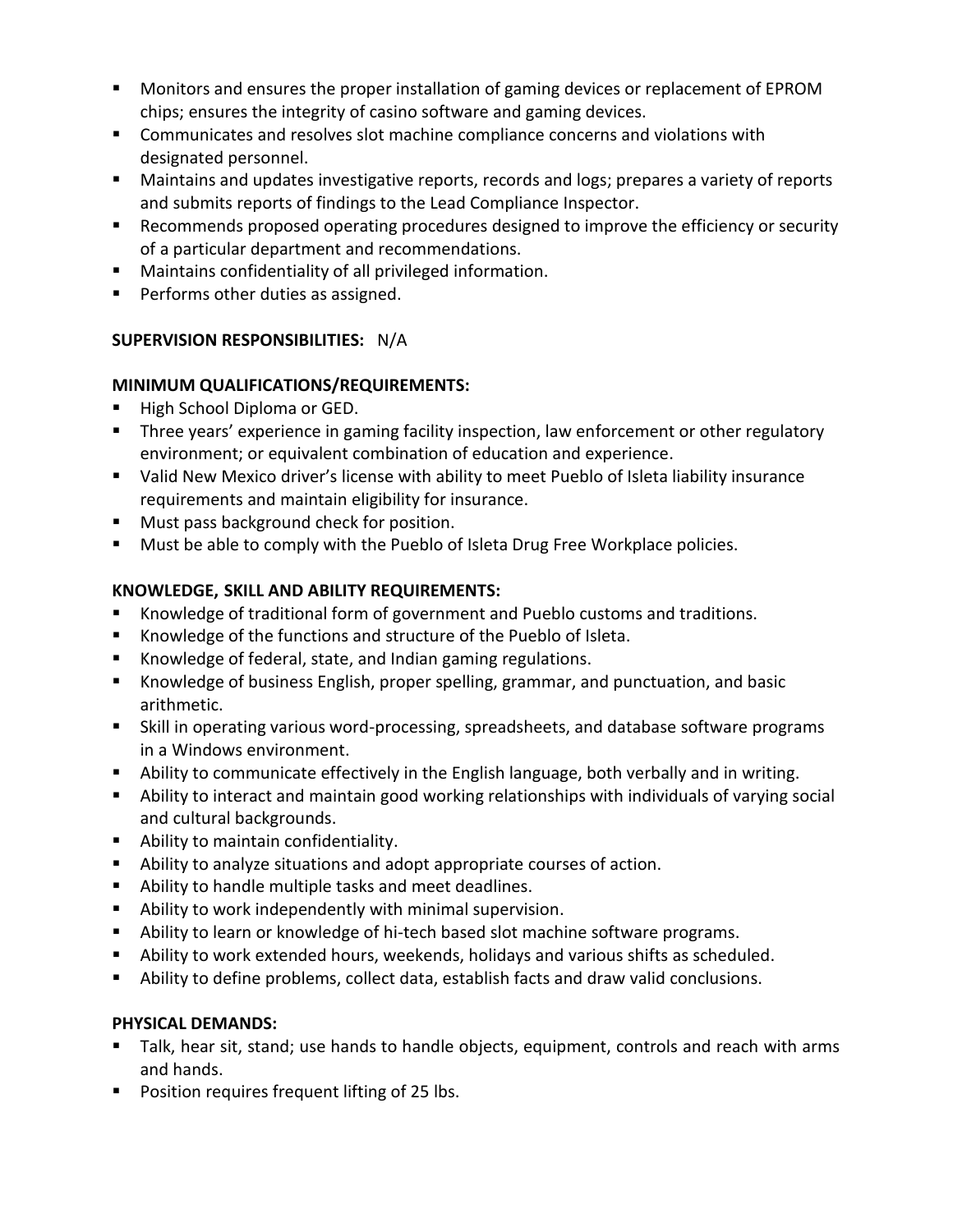- Monitors and ensures the proper installation of gaming devices or replacement of EPROM chips; ensures the integrity of casino software and gaming devices.
- Communicates and resolves slot machine compliance concerns and violations with designated personnel.
- Maintains and updates investigative reports, records and logs; prepares a variety of reports and submits reports of findings to the Lead Compliance Inspector.
- Recommends proposed operating procedures designed to improve the efficiency or security of a particular department and recommendations.
- Maintains confidentiality of all privileged information.
- Performs other duties as assigned.

**SUPERVISION RESPONSIBILITIES:** N/A

**MINIMUM QUALIFICATIONS/REQUIREMENTS:**

- High School Diploma or GED.
- Three years' experience in gaming facility inspection, law enforcement or other regulatory environment; or equivalent combination of education and experience.
- Valid New Mexico driver's license with ability to meet Pueblo of Isleta liability insurance requirements and maintain eligibility for insurance.
- Must pass background check for position.
- Must be able to comply with the Pueblo of Isleta Drug Free Workplace policies.

**KNOWLEDGE, SKILL AND ABILITY REQUIREMENTS:**

- Knowledge of traditional form of government and Pueblo customs and traditions.
- Knowledge of the functions and structure of the Pueblo of Isleta.
- Knowledge of federal, state, and Indian gaming regulations.
- Knowledge of business English, proper spelling, grammar, and punctuation, and basic arithmetic.
- Skill in operating various word-processing, spreadsheets, and database software programs in a Windows environment.
- Ability to communicate effectively in the English language, both verbally and in writing.
- Ability to interact and maintain good working relationships with individuals of varying social and cultural backgrounds.
- Ability to maintain confidentiality.
- Ability to analyze situations and adopt appropriate courses of action.
- Ability to handle multiple tasks and meet deadlines.
- Ability to work independently with minimal supervision.
- Ability to learn or knowledge of hi-tech based slot machine software programs.
- Ability to work extended hours, weekends, holidays and various shifts as scheduled.
- Ability to define problems, collect data, establish facts and draw valid conclusions.

**PHYSICAL DEMANDS:**

- Talk, hear sit, stand; use hands to handle objects, equipment, controls and reach with arms and hands.
- Position requires frequent lifting of 25 lbs.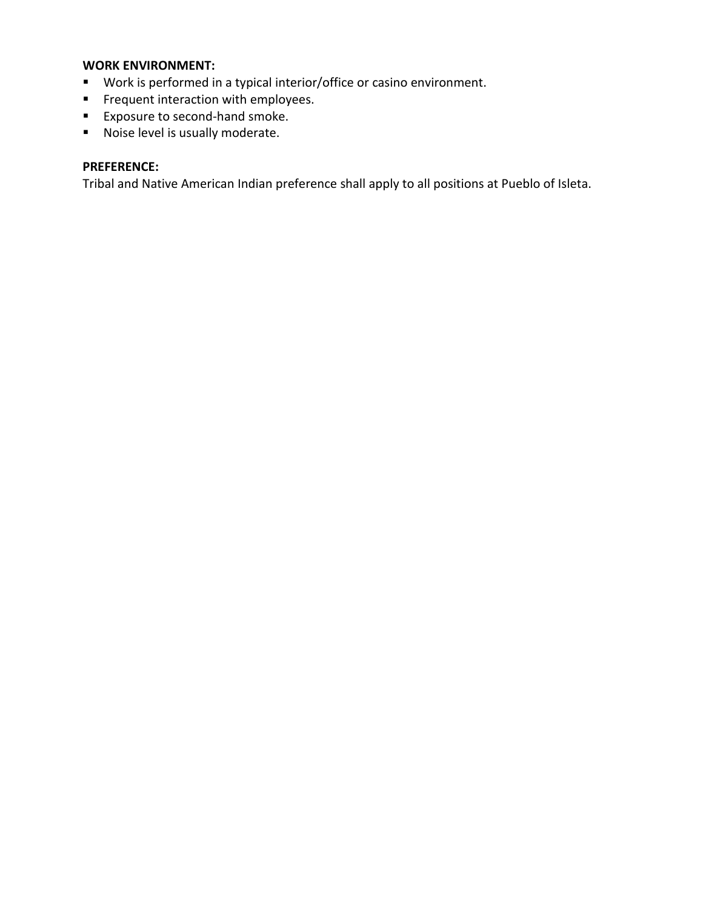**WORK ENVIRONMENT:**

- Work is performed in a typical interior/office or casino environment.
- Frequent interaction with employees.
- Exposure to second-hand smoke.
- Noise level is usually moderate.

**PREFERENCE:**

Tribal and Native American Indian preference shall apply to all positions at Pueblo of Isleta.